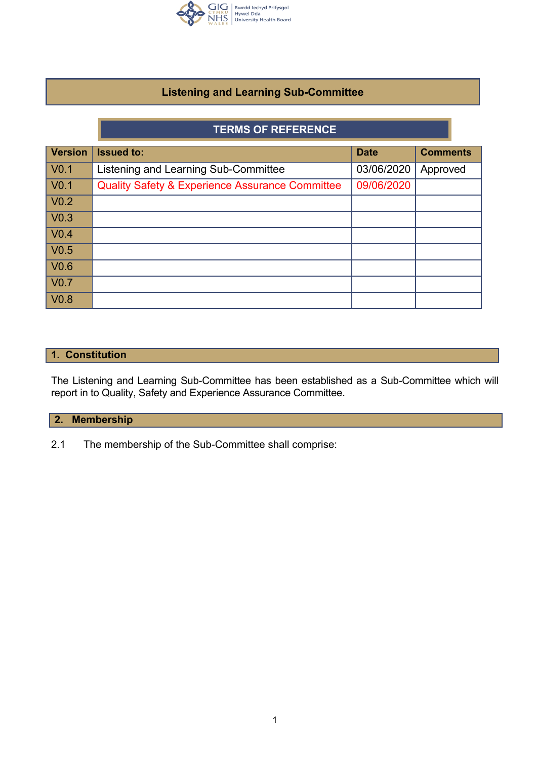# Listening and Learning Sub-Committee

## TERMS OF REFERENCE

| Version | Issued to: | Date | Comments |
|---|---|---|---|
| V0.1 | Listening and Learning Sub-Committee | 03/06/2020 | Approved |
| V0.1 | Quality Safety & Experience Assurance Committee | 09/06/2020 | |
| V0.2 | | | |
| V0.3 | | | |
| V0.4 | | | |
| V0.5 | | | |
| V0.6 | | | |
| V0.7 | | | |
| V0.8 | | | |

## 1. Constitution

The Listening and Learning Sub-Committee has been established as a Sub-Committee which will report in to Quality, Safety and Experience Assurance Committee.

## 2. Membership

2.1 The membership of the Sub-Committee shall comprise: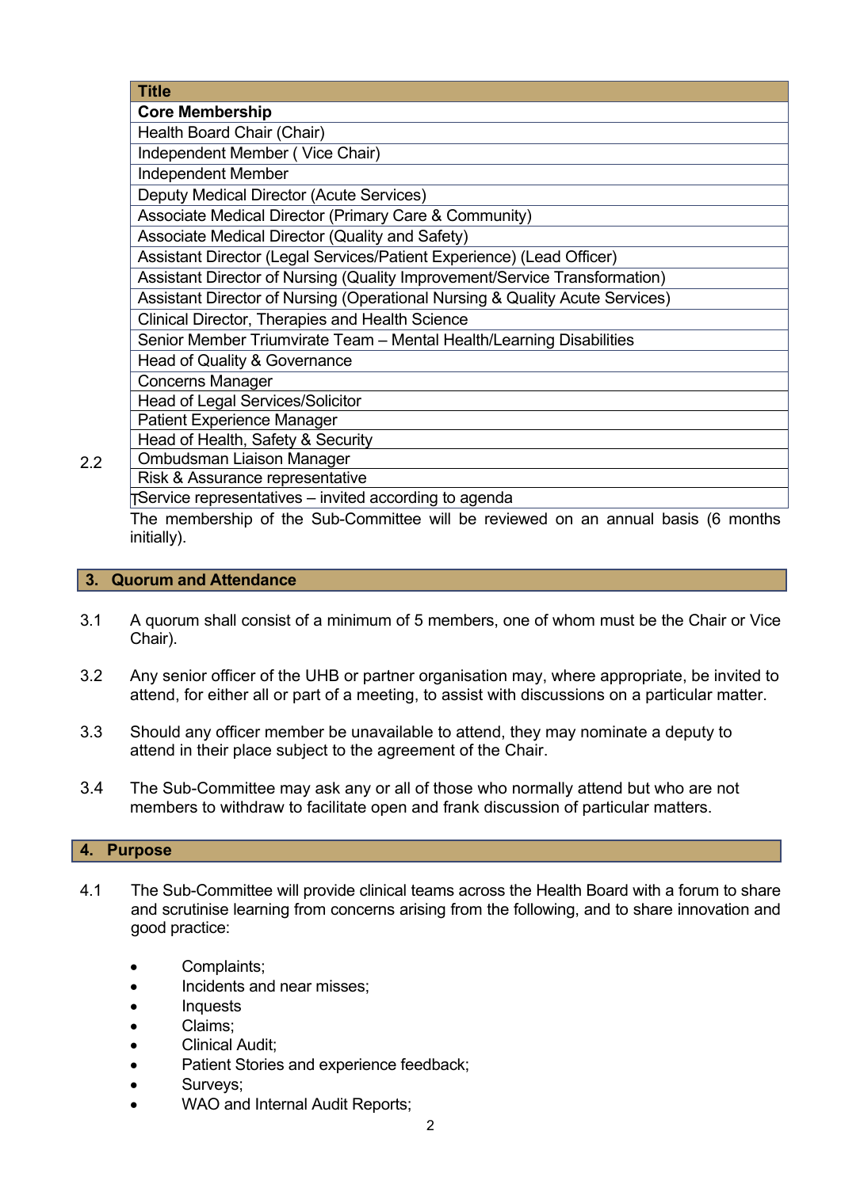| Title |
|---|
| **Core Membership** |
| Health Board Chair (Chair) |
| Independent Member ( Vice Chair) |
| Independent Member |
| Deputy Medical Director (Acute Services) |
| Associate Medical Director (Primary Care & Community) |
| Associate Medical Director (Quality and Safety) |
| Assistant Director (Legal Services/Patient Experience) (Lead Officer) |
| Assistant Director of Nursing (Quality Improvement/Service Transformation) |
| Assistant Director of Nursing (Operational Nursing & Quality Acute Services) |
| Clinical Director, Therapies and Health Science |
| Senior Member Triumvirate Team – Mental Health/Learning Disabilities |
| Head of Quality & Governance |
| Concerns Manager |
| Head of Legal Services/Solicitor |
| Patient Experience Manager |
| Head of Health, Safety & Security |
| Ombudsman Liaison Manager |
| Risk & Assurance representative |
| Service representatives – invited according to agenda |

2.2 The membership of the Sub-Committee will be reviewed on an annual basis (6 months initially).

## 3. Quorum and Attendance

3.1 A quorum shall consist of a minimum of 5 members, one of whom must be the Chair or Vice Chair).

3.2 Any senior officer of the UHB or partner organisation may, where appropriate, be invited to attend, for either all or part of a meeting, to assist with discussions on a particular matter.

3.3 Should any officer member be unavailable to attend, they may nominate a deputy to attend in their place subject to the agreement of the Chair.

3.4 The Sub-Committee may ask any or all of those who normally attend but who are not members to withdraw to facilitate open and frank discussion of particular matters.

## 4. Purpose

4.1 The Sub-Committee will provide clinical teams across the Health Board with a forum to share and scrutinise learning from concerns arising from the following, and to share innovation and good practice:

- Complaints;
- Incidents and near misses;
- Inquests
- Claims;
- Clinical Audit;
- Patient Stories and experience feedback;
- Surveys;
- WAO and Internal Audit Reports;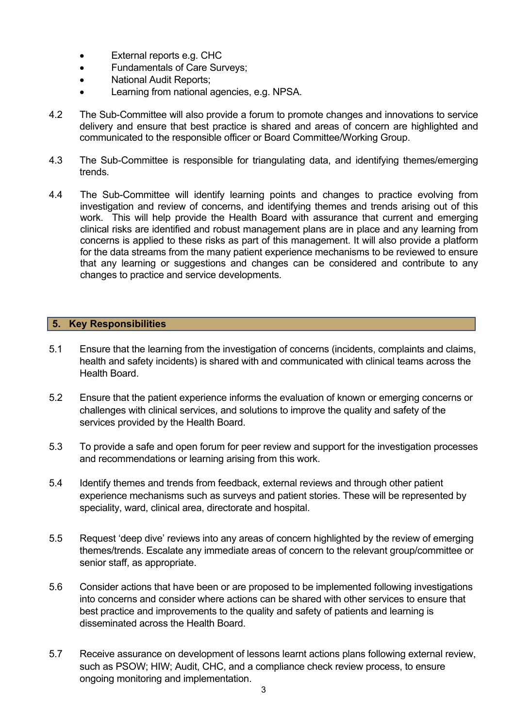- External reports e.g. CHC
- Fundamentals of Care Surveys;
- National Audit Reports;
- Learning from national agencies, e.g. NPSA.

4.2 The Sub-Committee will also provide a forum to promote changes and innovations to service delivery and ensure that best practice is shared and areas of concern are highlighted and communicated to the responsible officer or Board Committee/Working Group.

4.3 The Sub-Committee is responsible for triangulating data, and identifying themes/emerging trends.

4.4 The Sub-Committee will identify learning points and changes to practice evolving from investigation and review of concerns, and identifying themes and trends arising out of this work. This will help provide the Health Board with assurance that current and emerging clinical risks are identified and robust management plans are in place and any learning from concerns is applied to these risks as part of this management. It will also provide a platform for the data streams from the many patient experience mechanisms to be reviewed to ensure that any learning or suggestions and changes can be considered and contribute to any changes to practice and service developments.

## 5. Key Responsibilities

5.1 Ensure that the learning from the investigation of concerns (incidents, complaints and claims, health and safety incidents) is shared with and communicated with clinical teams across the Health Board.

5.2 Ensure that the patient experience informs the evaluation of known or emerging concerns or challenges with clinical services, and solutions to improve the quality and safety of the services provided by the Health Board.

5.3 To provide a safe and open forum for peer review and support for the investigation processes and recommendations or learning arising from this work.

5.4 Identify themes and trends from feedback, external reviews and through other patient experience mechanisms such as surveys and patient stories. These will be represented by speciality, ward, clinical area, directorate and hospital.

5.5 Request 'deep dive' reviews into any areas of concern highlighted by the review of emerging themes/trends. Escalate any immediate areas of concern to the relevant group/committee or senior staff, as appropriate.

5.6 Consider actions that have been or are proposed to be implemented following investigations into concerns and consider where actions can be shared with other services to ensure that best practice and improvements to the quality and safety of patients and learning is disseminated across the Health Board.

5.7 Receive assurance on development of lessons learnt actions plans following external review, such as PSOW; HIW; Audit, CHC, and a compliance check review process, to ensure ongoing monitoring and implementation.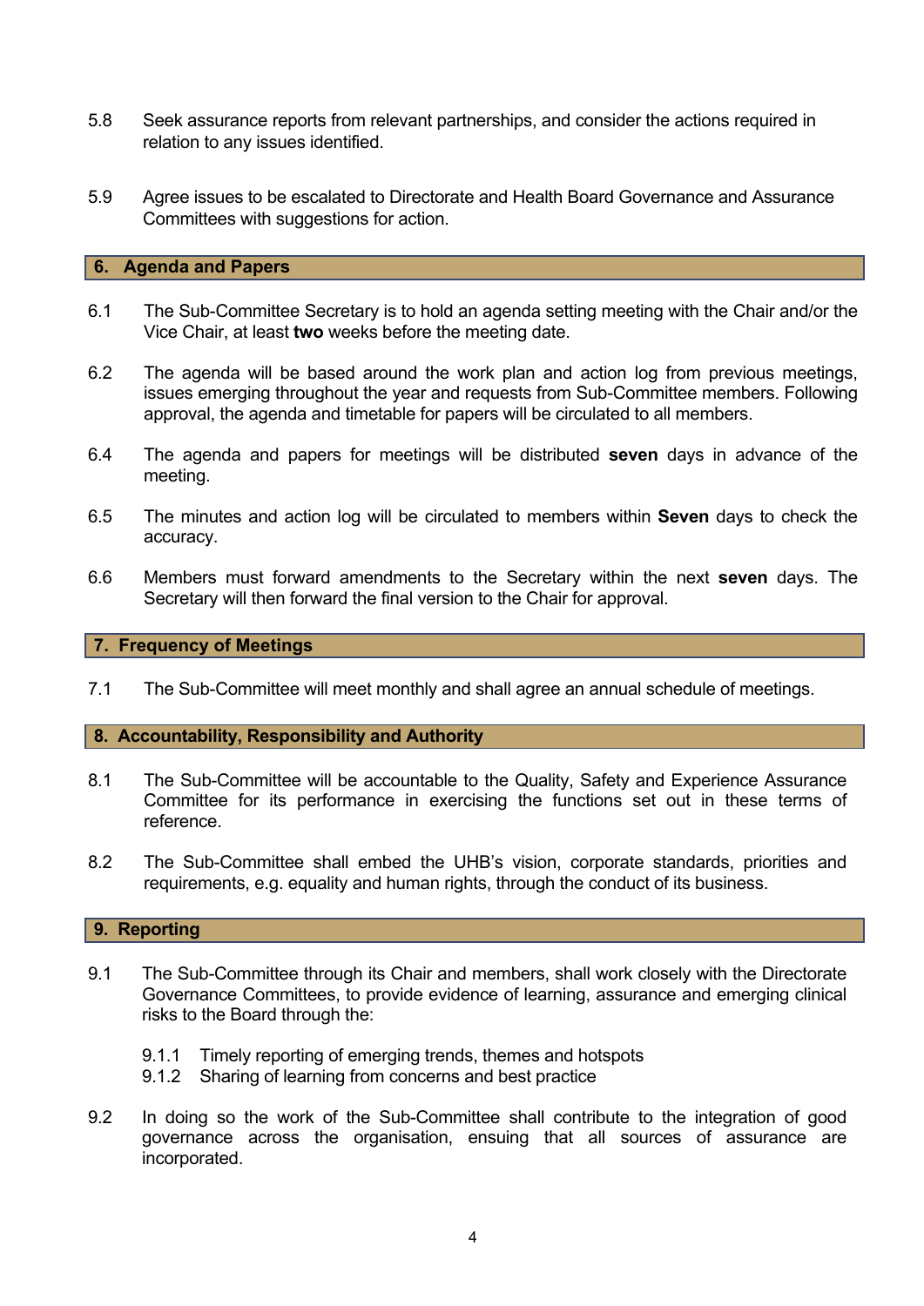5.8 Seek assurance reports from relevant partnerships, and consider the actions required in relation to any issues identified.

5.9 Agree issues to be escalated to Directorate and Health Board Governance and Assurance Committees with suggestions for action.

## 6. Agenda and Papers

6.1 The Sub-Committee Secretary is to hold an agenda setting meeting with the Chair and/or the Vice Chair, at least **two** weeks before the meeting date.

6.2 The agenda will be based around the work plan and action log from previous meetings, issues emerging throughout the year and requests from Sub-Committee members. Following approval, the agenda and timetable for papers will be circulated to all members.

6.4 The agenda and papers for meetings will be distributed **seven** days in advance of the meeting.

6.5 The minutes and action log will be circulated to members within **Seven** days to check the accuracy.

6.6 Members must forward amendments to the Secretary within the next **seven** days. The Secretary will then forward the final version to the Chair for approval.

## 7. Frequency of Meetings

7.1 The Sub-Committee will meet monthly and shall agree an annual schedule of meetings.

## 8. Accountability, Responsibility and Authority

8.1 The Sub-Committee will be accountable to the Quality, Safety and Experience Assurance Committee for its performance in exercising the functions set out in these terms of reference.

8.2 The Sub-Committee shall embed the UHB's vision, corporate standards, priorities and requirements, e.g. equality and human rights, through the conduct of its business.

## 9. Reporting

9.1 The Sub-Committee through its Chair and members, shall work closely with the Directorate Governance Committees, to provide evidence of learning, assurance and emerging clinical risks to the Board through the:

- 9.1.1 Timely reporting of emerging trends, themes and hotspots
- 9.1.2 Sharing of learning from concerns and best practice

9.2 In doing so the work of the Sub-Committee shall contribute to the integration of good governance across the organisation, ensuing that all sources of assurance are incorporated.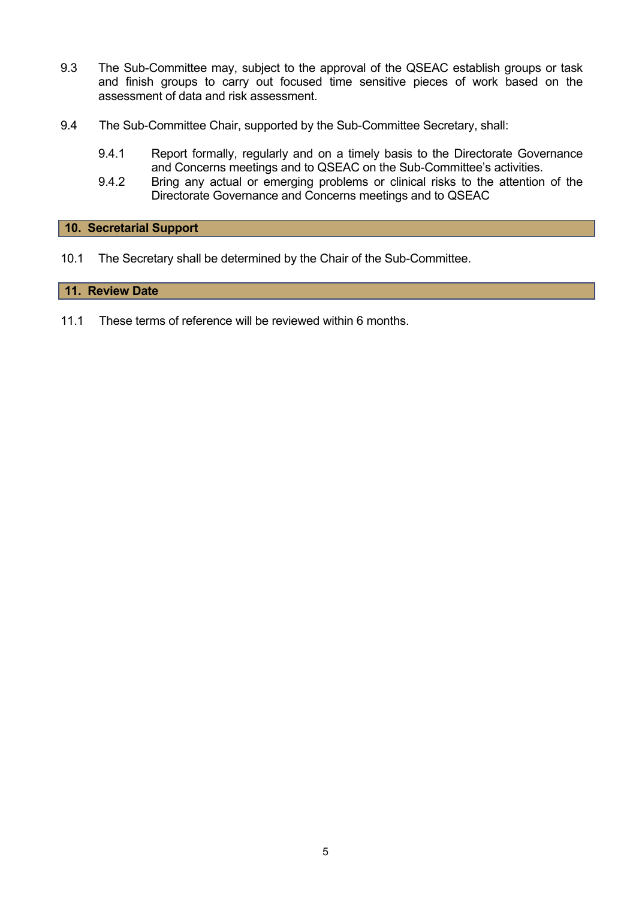9.3 The Sub-Committee may, subject to the approval of the QSEAC establish groups or task and finish groups to carry out focused time sensitive pieces of work based on the assessment of data and risk assessment.

9.4 The Sub-Committee Chair, supported by the Sub-Committee Secretary, shall:

9.4.1 Report formally, regularly and on a timely basis to the Directorate Governance and Concerns meetings and to QSEAC on the Sub-Committee's activities.

9.4.2 Bring any actual or emerging problems or clinical risks to the attention of the Directorate Governance and Concerns meetings and to QSEAC

## 10. Secretarial Support

10.1 The Secretary shall be determined by the Chair of the Sub-Committee.

## 11. Review Date

11.1 These terms of reference will be reviewed within 6 months.